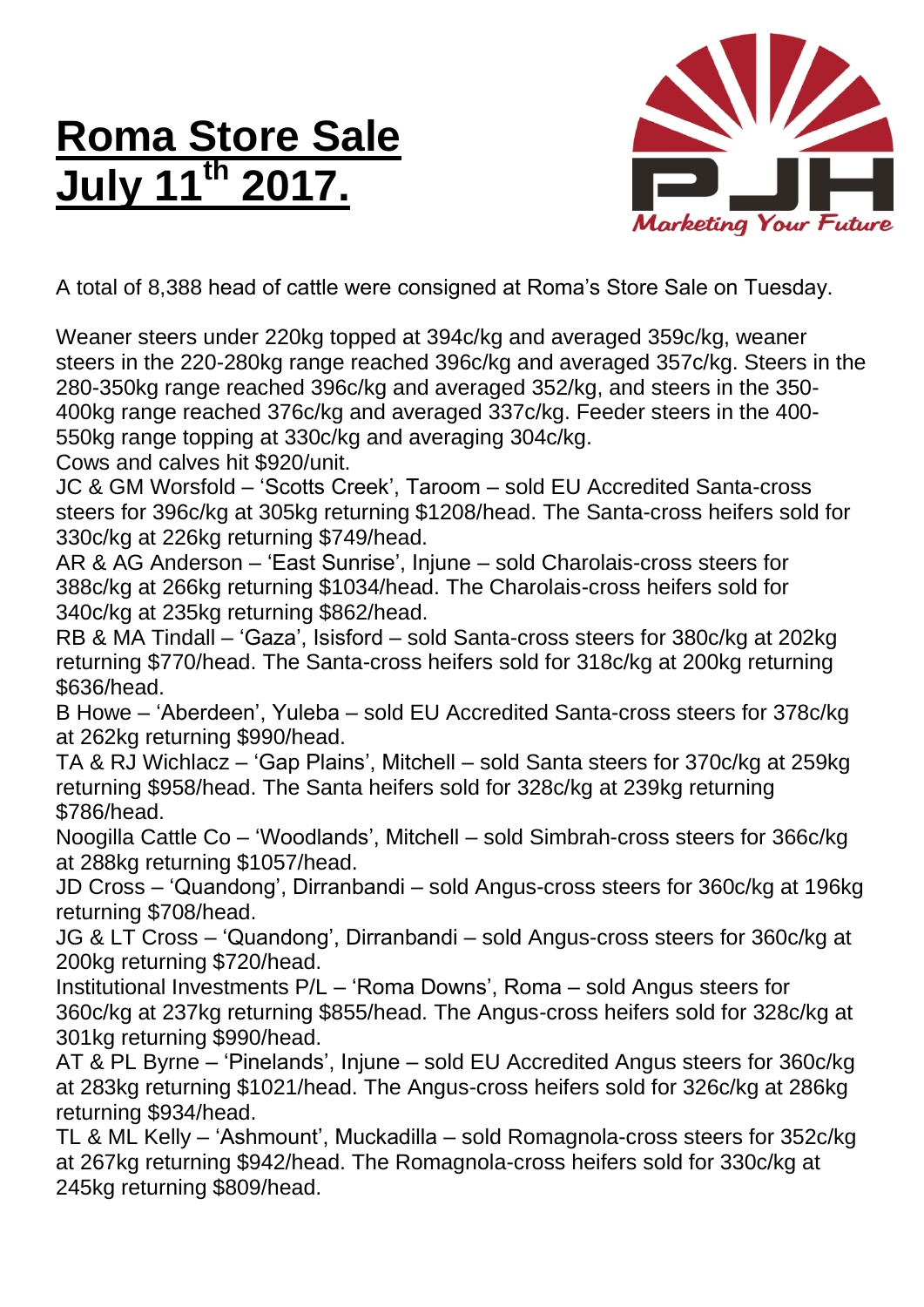# Roma Store Sale July 11th 2017.

A total of 8,388 head of cattle were consigned at Roma's Store Sale on Tuesday.

Weaner steers under 220kg topped at 394c/kg and averaged 359c/kg, weaner steers in the 220-280kg range reached 396c/kg and averaged 357c/kg. Steers in the 280-350kg range reached 396c/kg and averaged 352/kg, and steers in the 350-400kg range reached 376c/kg and averaged 337c/kg. Feeder steers in the 400-550kg range topping at 330c/kg and averaging 304c/kg.
Cows and calves hit $920/unit.
JC & GM Worsfold – 'Scotts Creek', Taroom – sold EU Accredited Santa-cross steers for 396c/kg at 305kg returning $1208/head. The Santa-cross heifers sold for 330c/kg at 226kg returning $749/head.
AR & AG Anderson – 'East Sunrise', Injune – sold Charolais-cross steers for 388c/kg at 266kg returning $1034/head. The Charolais-cross heifers sold for 340c/kg at 235kg returning $862/head.
RB & MA Tindall – 'Gaza', Isisford – sold Santa-cross steers for 380c/kg at 202kg returning $770/head. The Santa-cross heifers sold for 318c/kg at 200kg returning $636/head.
B Howe – 'Aberdeen', Yuleba – sold EU Accredited Santa-cross steers for 378c/kg at 262kg returning $990/head.
TA & RJ Wichlacz – 'Gap Plains', Mitchell – sold Santa steers for 370c/kg at 259kg returning $958/head. The Santa heifers sold for 328c/kg at 239kg returning $786/head.
Noogilla Cattle Co – 'Woodlands', Mitchell – sold Simbrah-cross steers for 366c/kg at 288kg returning $1057/head.
JD Cross – 'Quandong', Dirranbandi – sold Angus-cross steers for 360c/kg at 196kg returning $708/head.
JG & LT Cross – 'Quandong', Dirranbandi – sold Angus-cross steers for 360c/kg at 200kg returning $720/head.
Institutional Investments P/L – 'Roma Downs', Roma – sold Angus steers for 360c/kg at 237kg returning $855/head. The Angus-cross heifers sold for 328c/kg at 301kg returning $990/head.
AT & PL Byrne – 'Pinelands', Injune – sold EU Accredited Angus steers for 360c/kg at 283kg returning $1021/head. The Angus-cross heifers sold for 326c/kg at 286kg returning $934/head.
TL & ML Kelly – 'Ashmount', Muckadilla – sold Romagnola-cross steers for 352c/kg at 267kg returning $942/head. The Romagnola-cross heifers sold for 330c/kg at 245kg returning $809/head.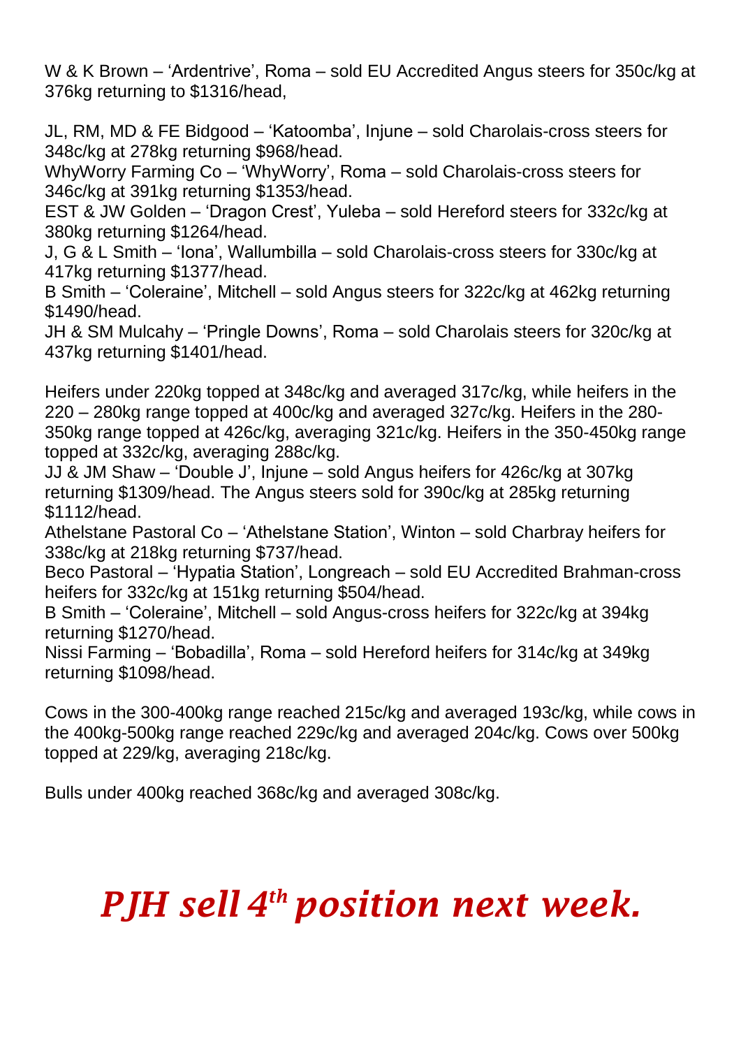W & K Brown – 'Ardentrive', Roma – sold EU Accredited Angus steers for 350c/kg at 376kg returning to $1316/head,

JL, RM, MD & FE Bidgood – 'Katoomba', Injune – sold Charolais-cross steers for 348c/kg at 278kg returning $968/head.
WhyWorry Farming Co – 'WhyWorry', Roma – sold Charolais-cross steers for 346c/kg at 391kg returning $1353/head.
EST & JW Golden – 'Dragon Crest', Yuleba – sold Hereford steers for 332c/kg at 380kg returning $1264/head.
J, G & L Smith – 'Iona', Wallumbilla – sold Charolais-cross steers for 330c/kg at 417kg returning $1377/head.
B Smith – 'Coleraine', Mitchell – sold Angus steers for 322c/kg at 462kg returning $1490/head.
JH & SM Mulcahy – 'Pringle Downs', Roma – sold Charolais steers for 320c/kg at 437kg returning $1401/head.

Heifers under 220kg topped at 348c/kg and averaged 317c/kg, while heifers in the 220 – 280kg range topped at 400c/kg and averaged 327c/kg. Heifers in the 280-350kg range topped at 426c/kg, averaging 321c/kg. Heifers in the 350-450kg range topped at 332c/kg, averaging 288c/kg.
JJ & JM Shaw – 'Double J', Injune – sold Angus heifers for 426c/kg at 307kg returning $1309/head. The Angus steers sold for 390c/kg at 285kg returning $1112/head.
Athelstane Pastoral Co – 'Athelstane Station', Winton – sold Charbray heifers for 338c/kg at 218kg returning $737/head.
Beco Pastoral – 'Hypatia Station', Longreach – sold EU Accredited Brahman-cross heifers for 332c/kg at 151kg returning $504/head.
B Smith – 'Coleraine', Mitchell – sold Angus-cross heifers for 322c/kg at 394kg returning $1270/head.
Nissi Farming – 'Bobadilla', Roma – sold Hereford heifers for 314c/kg at 349kg returning $1098/head.

Cows in the 300-400kg range reached 215c/kg and averaged 193c/kg, while cows in the 400kg-500kg range reached 229c/kg and averaged 204c/kg. Cows over 500kg topped at 229/kg, averaging 218c/kg.

Bulls under 400kg reached 368c/kg and averaged 308c/kg.

***PJH sell 4th position next week.***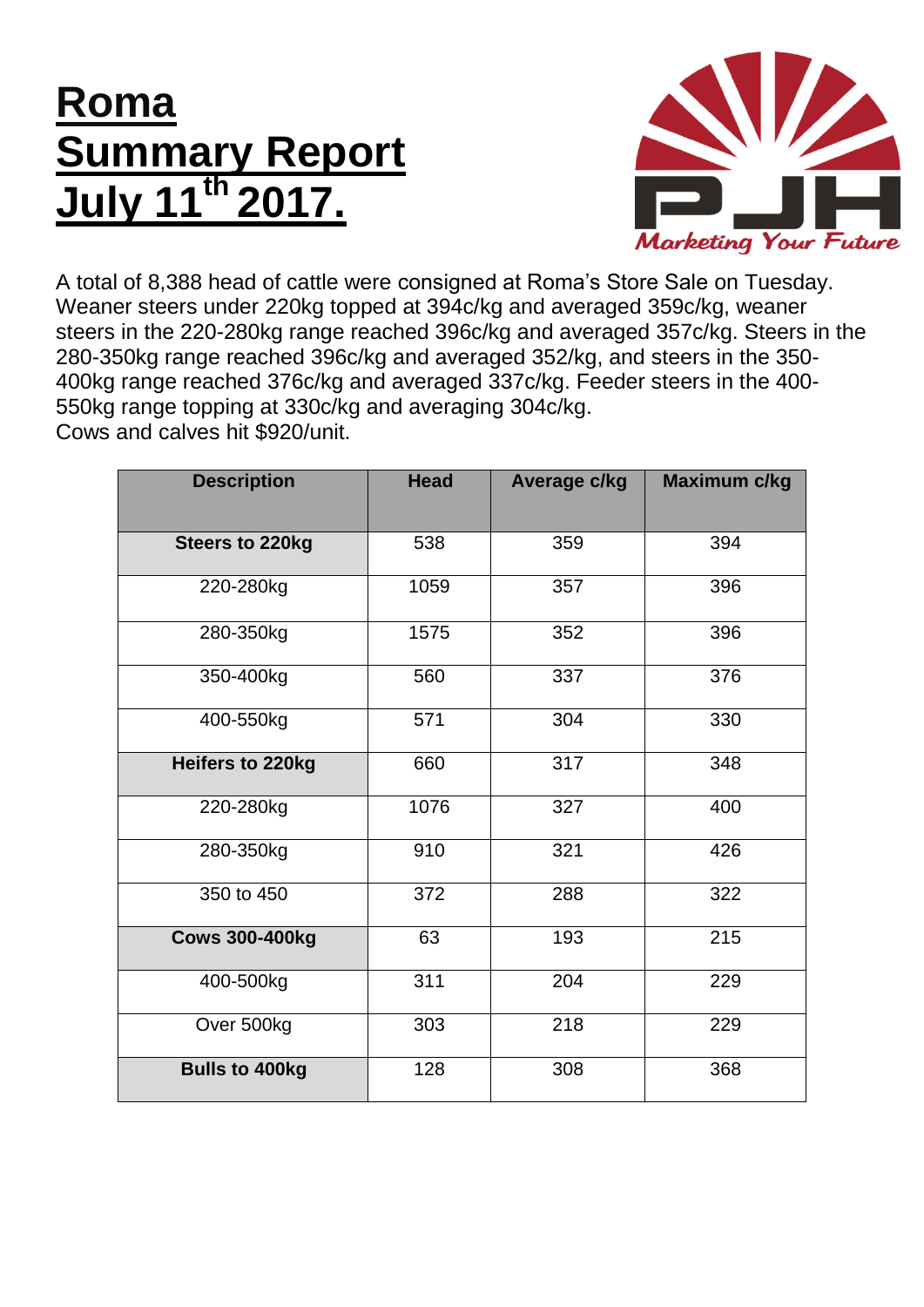# Roma Summary Report July 11th 2017.

A total of 8,388 head of cattle were consigned at Roma's Store Sale on Tuesday. Weaner steers under 220kg topped at 394c/kg and averaged 359c/kg, weaner steers in the 220-280kg range reached 396c/kg and averaged 357c/kg. Steers in the 280-350kg range reached 396c/kg and averaged 352/kg, and steers in the 350-400kg range reached 376c/kg and averaged 337c/kg. Feeder steers in the 400-550kg range topping at 330c/kg and averaging 304c/kg.
Cows and calves hit $920/unit.

| Description | Head | Average c/kg | Maximum c/kg |
|---|---|---|---|
| **Steers to 220kg** | 538 | 359 | 394 |
| 220-280kg | 1059 | 357 | 396 |
| 280-350kg | 1575 | 352 | 396 |
| 350-400kg | 560 | 337 | 376 |
| 400-550kg | 571 | 304 | 330 |
| **Heifers to 220kg** | 660 | 317 | 348 |
| 220-280kg | 1076 | 327 | 400 |
| 280-350kg | 910 | 321 | 426 |
| 350 to 450 | 372 | 288 | 322 |
| **Cows 300-400kg** | 63 | 193 | 215 |
| 400-500kg | 311 | 204 | 229 |
| Over 500kg | 303 | 218 | 229 |
| **Bulls to 400kg** | 128 | 308 | 368 |